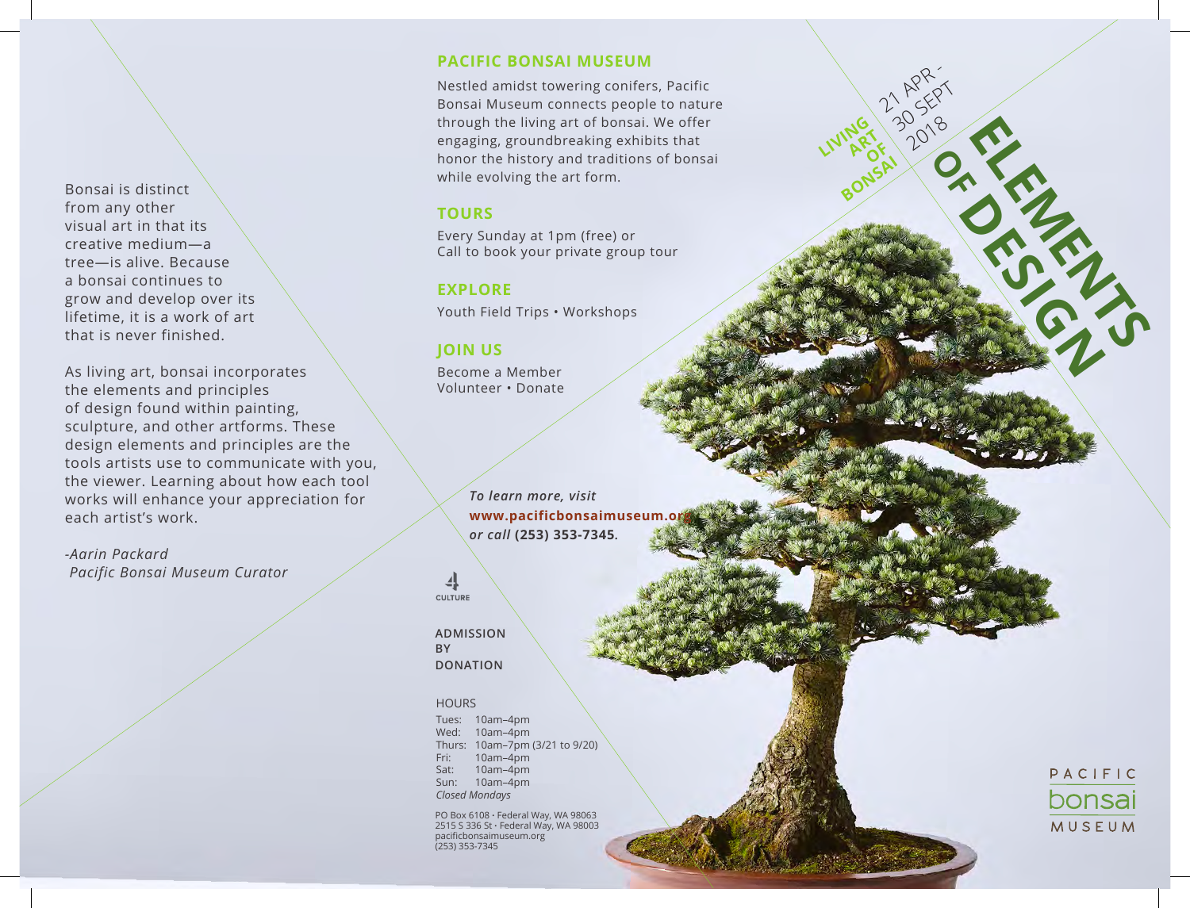Bonsai is distinct from any other visual art in that its creative medium—a tree—is alive. Because a bonsai continues to grow and develop over its lifetime, it is a work of art that is never finished.

As living art, bonsai incorporates the elements and principles of design found within painting, sculpture, and other artforms. These design elements and principles are the tools artists use to communicate with you, the viewer. Learning about how each tool works will enhance your appreciation for each artist's work.

*-Aarin Packard*
*Pacific Bonsai Museum Curator*

## PACIFIC BONSAI MUSEUM

Nestled amidst towering conifers, Pacific Bonsai Museum connects people to nature through the living art of bonsai. We offer engaging, groundbreaking exhibits that honor the history and traditions of bonsai while evolving the art form.

## TOURS

Every Sunday at 1pm (free) or
Call to book your private group tour

## EXPLORE

Youth Field Trips • Workshops

## JOIN US

Become a Member
Volunteer • Donate

***To learn more, visit* www.pacificbonsaimuseum.org *or call* (253) 353-7345.**

4 CULTURE

**ADMISSION BY DONATION**

HOURS

Tues: 10am–4pm
Wed: 10am–4pm
Thurs: 10am–7pm (3/21 to 9/20)
Fri: 10am–4pm
Sat: 10am–4pm
Sun: 10am–4pm
*Closed Mondays*

PO Box 6108 • Federal Way, WA 98063
2515 S 336 St • Federal Way, WA 98003
pacificbonsaimuseum.org
(253) 353-7345

**LIVING ART OF BONSAI**

21 APR - 30 SEPT 2018

# ELEMENTS OF DESIGN

PACIFIC bonsai MUSEUM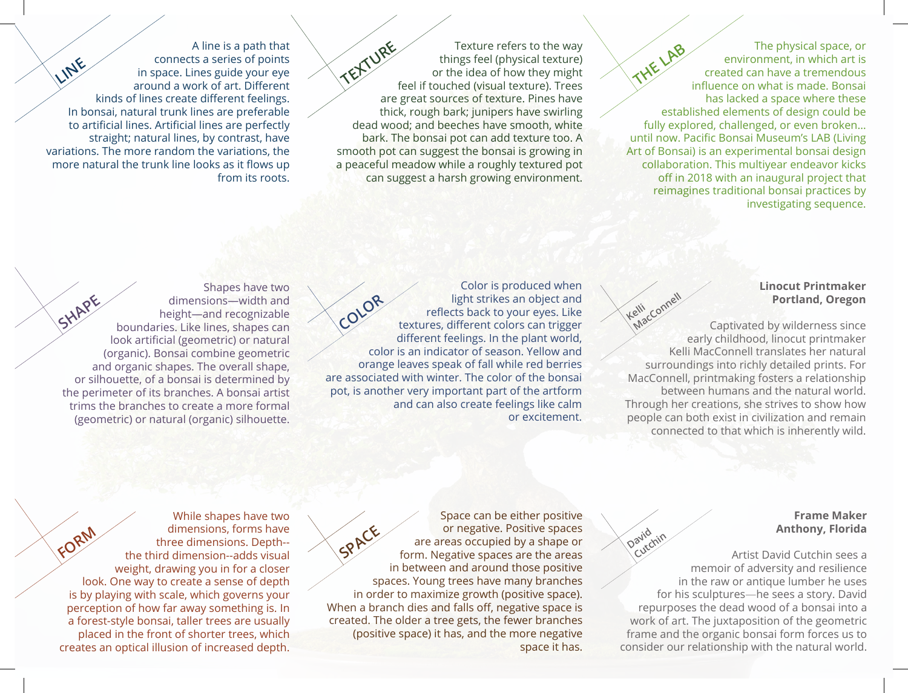## LINE

A line is a path that connects a series of points in space. Lines guide your eye around a work of art. Different kinds of lines create different feelings. In bonsai, natural trunk lines are preferable to artificial lines. Artificial lines are perfectly straight; natural lines, by contrast, have variations. The more random the variations, the more natural the trunk line looks as it flows up from its roots.

## SHAPE

Shapes have two dimensions—width and height—and recognizable boundaries. Like lines, shapes can look artificial (geometric) or natural (organic). Bonsai combine geometric and organic shapes. The overall shape, or silhouette, of a bonsai is determined by the perimeter of its branches. A bonsai artist trims the branches to create a more formal (geometric) or natural (organic) silhouette.

## FORM

While shapes have two dimensions, forms have three dimensions. Depth--the third dimension--adds visual weight, drawing you in for a closer look. One way to create a sense of depth is by playing with scale, which governs your perception of how far away something is. In a forest-style bonsai, taller trees are usually placed in the front of shorter trees, which creates an optical illusion of increased depth.

## TEXTURE

Texture refers to the way things feel (physical texture) or the idea of how they might feel if touched (visual texture). Trees are great sources of texture. Pines have thick, rough bark; junipers have swirling dead wood; and beeches have smooth, white bark. The bonsai pot can add texture too. A smooth pot can suggest the bonsai is growing in a peaceful meadow while a roughly textured pot can suggest a harsh growing environment.

## COLOR

Color is produced when light strikes an object and reflects back to your eyes. Like textures, different colors can trigger different feelings. In the plant world, color is an indicator of season. Yellow and orange leaves speak of fall while red berries are associated with winter. The color of the bonsai pot, is another very important part of the artform and can also create feelings like calm or excitement.

## SPACE

Space can be either positive or negative. Positive spaces are areas occupied by a shape or form. Negative spaces are the areas in between and around those positive spaces. Young trees have many branches in order to maximize growth (positive space). When a branch dies and falls off, negative space is created. The older a tree gets, the fewer branches (positive space) it has, and the more negative space it has.

## THE LAB

The physical space, or environment, in which art is created can have a tremendous influence on what is made. Bonsai has lacked a space where these established elements of design could be fully explored, challenged, or even broken... until now. Pacific Bonsai Museum's LAB (Living Art of Bonsai) is an experimental bonsai design collaboration. This multiyear endeavor kicks off in 2018 with an inaugural project that reimagines traditional bonsai practices by investigating sequence.

## Kelli MacConnell

**Linocut Printmaker**
**Portland, Oregon**

Captivated by wilderness since early childhood, linocut printmaker Kelli MacConnell translates her natural surroundings into richly detailed prints. For MacConnell, printmaking fosters a relationship between humans and the natural world. Through her creations, she strives to show how people can both exist in civilization and remain connected to that which is inherently wild.

## David Cutchin

**Frame Maker**
**Anthony, Florida**

Artist David Cutchin sees a memoir of adversity and resilience in the raw or antique lumber he uses for his sculptures—he sees a story. David repurposes the dead wood of a bonsai into a work of art. The juxtaposition of the geometric frame and the organic bonsai form forces us to consider our relationship with the natural world.